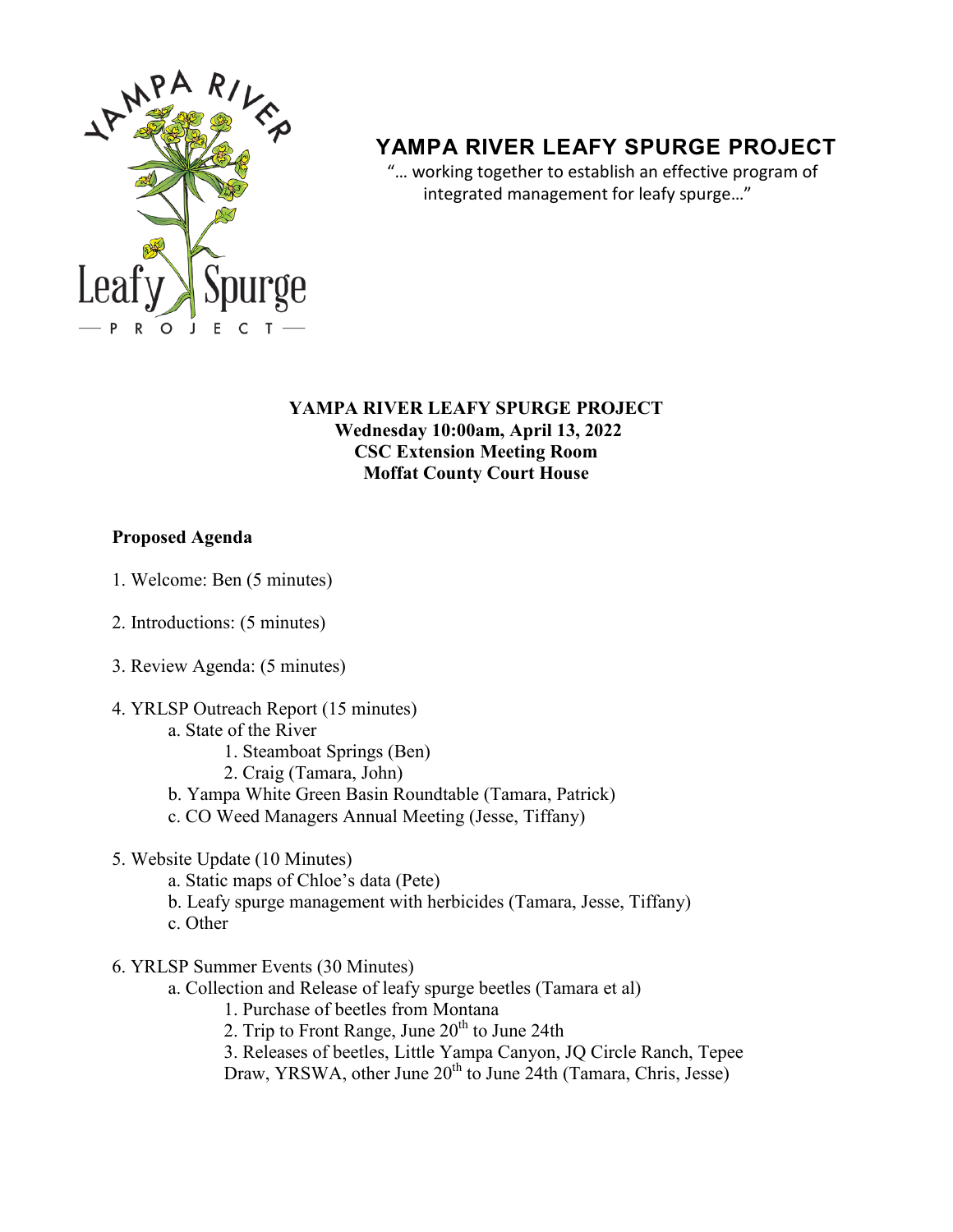# YAMPA RIVER LEAFY SPURGE PROJECT

"… working together to establish an effective program of integrated management for leafy spurge…"

**YAMPA RIVER LEAFY SPURGE PROJECT**
**Wednesday 10:00am, April 13, 2022**
**CSC Extension Meeting Room**
**Moffat County Court House**

**Proposed Agenda**

1. Welcome: Ben (5 minutes)

2. Introductions: (5 minutes)

3. Review Agenda: (5 minutes)

4. YRLSP Outreach Report (15 minutes)
    - a. State of the River
        - 1. Steamboat Springs (Ben)
        - 2. Craig (Tamara, John)
    - b. Yampa White Green Basin Roundtable (Tamara, Patrick)
    - c. CO Weed Managers Annual Meeting (Jesse, Tiffany)

5. Website Update (10 Minutes)
    - a. Static maps of Chloe's data (Pete)
    - b. Leafy spurge management with herbicides (Tamara, Jesse, Tiffany)
    - c. Other

6. YRLSP Summer Events (30 Minutes)
    - a. Collection and Release of leafy spurge beetles (Tamara et al)
        - 1. Purchase of beetles from Montana
        - 2. Trip to Front Range, June 20th to June 24th
        - 3. Releases of beetles, Little Yampa Canyon, JQ Circle Ranch, Tepee Draw, YRSWA, other June 20th to June 24th (Tamara, Chris, Jesse)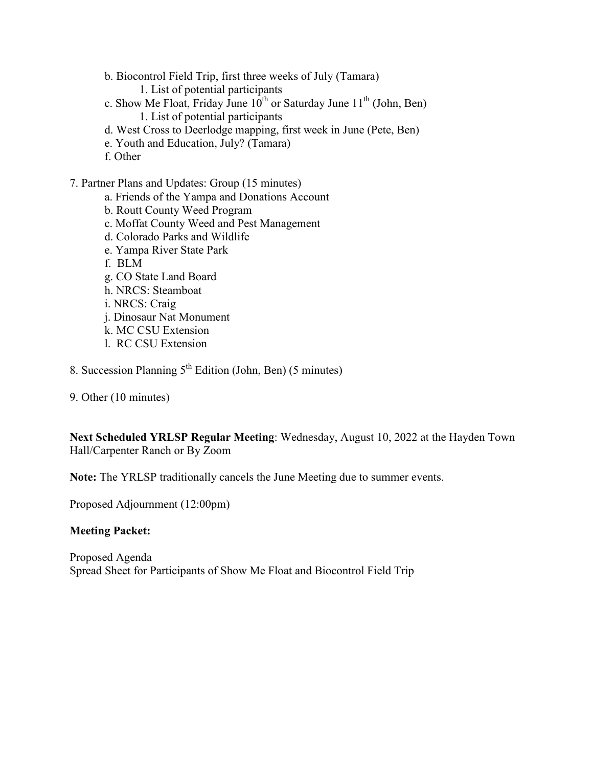b. Biocontrol Field Trip, first three weeks of July (Tamara)
      1. List of potential participants
   c. Show Me Float, Friday June 10th or Saturday June 11th (John, Ben)
      1. List of potential participants
   d. West Cross to Deerlodge mapping, first week in June (Pete, Ben)
   e. Youth and Education, July? (Tamara)
   f. Other

7. Partner Plans and Updates: Group (15 minutes)
   a. Friends of the Yampa and Donations Account
   b. Routt County Weed Program
   c. Moffat County Weed and Pest Management
   d. Colorado Parks and Wildlife
   e. Yampa River State Park
   f. BLM
   g. CO State Land Board
   h. NRCS: Steamboat
   i. NRCS: Craig
   j. Dinosaur Nat Monument
   k. MC CSU Extension
   l. RC CSU Extension

8. Succession Planning 5th Edition (John, Ben) (5 minutes)

9. Other (10 minutes)

**Next Scheduled YRLSP Regular Meeting**: Wednesday, August 10, 2022 at the Hayden Town Hall/Carpenter Ranch or By Zoom

**Note:** The YRLSP traditionally cancels the June Meeting due to summer events.

Proposed Adjournment (12:00pm)

**Meeting Packet:**

Proposed Agenda
Spread Sheet for Participants of Show Me Float and Biocontrol Field Trip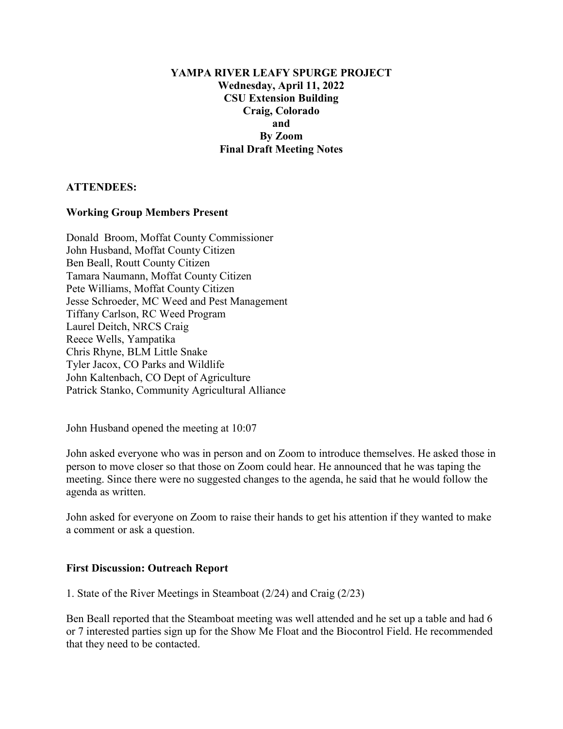**YAMPA RIVER LEAFY SPURGE PROJECT**
**Wednesday, April 11, 2022**
**CSU Extension Building**
**Craig, Colorado**
**and**
**By Zoom**
**Final Draft Meeting Notes**

**ATTENDEES:**

**Working Group Members Present**

Donald Broom, Moffat County Commissioner
John Husband, Moffat County Citizen
Ben Beall, Routt County Citizen
Tamara Naumann, Moffat County Citizen
Pete Williams, Moffat County Citizen
Jesse Schroeder, MC Weed and Pest Management
Tiffany Carlson, RC Weed Program
Laurel Deitch, NRCS Craig
Reece Wells, Yampatika
Chris Rhyne, BLM Little Snake
Tyler Jacox, CO Parks and Wildlife
John Kaltenbach, CO Dept of Agriculture
Patrick Stanko, Community Agricultural Alliance

John Husband opened the meeting at 10:07

John asked everyone who was in person and on Zoom to introduce themselves. He asked those in person to move closer so that those on Zoom could hear. He announced that he was taping the meeting. Since there were no suggested changes to the agenda, he said that he would follow the agenda as written.

John asked for everyone on Zoom to raise their hands to get his attention if they wanted to make a comment or ask a question.

**First Discussion: Outreach Report**

1. State of the River Meetings in Steamboat (2/24) and Craig (2/23)

Ben Beall reported that the Steamboat meeting was well attended and he set up a table and had 6 or 7 interested parties sign up for the Show Me Float and the Biocontrol Field. He recommended that they need to be contacted.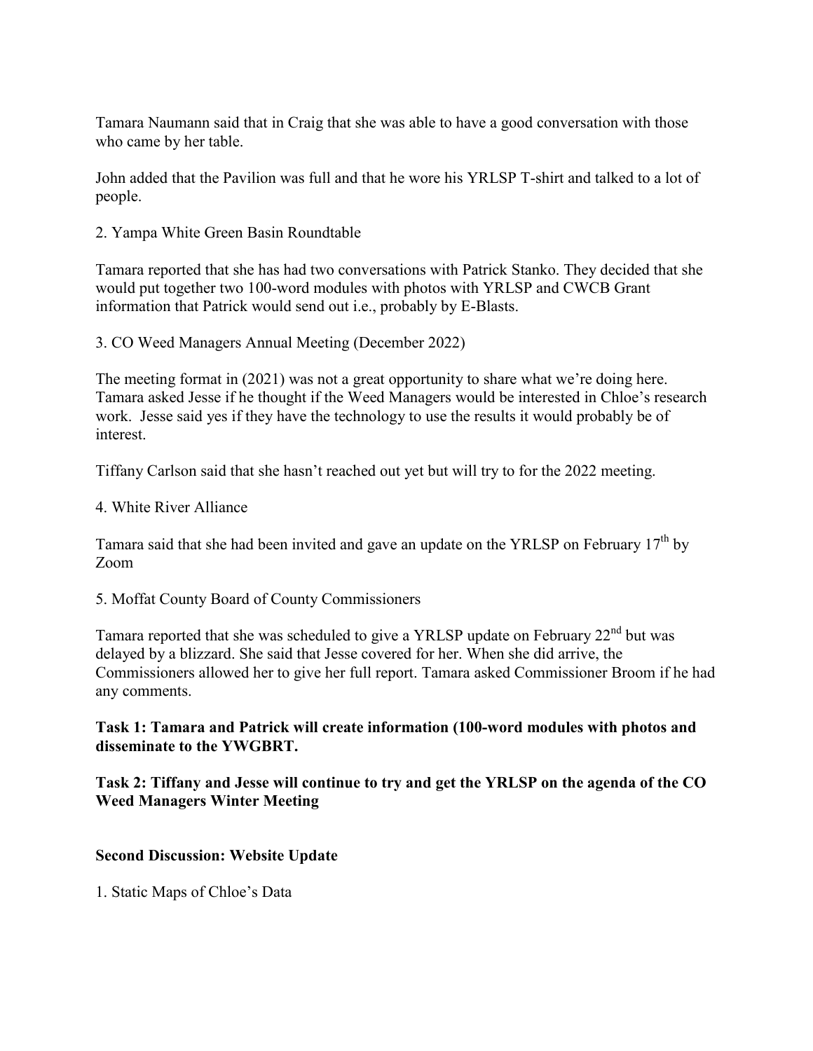Tamara Naumann said that in Craig that she was able to have a good conversation with those who came by her table.

John added that the Pavilion was full and that he wore his YRLSP T-shirt and talked to a lot of people.

2. Yampa White Green Basin Roundtable

Tamara reported that she has had two conversations with Patrick Stanko. They decided that she would put together two 100-word modules with photos with YRLSP and CWCB Grant information that Patrick would send out i.e., probably by E-Blasts.

3. CO Weed Managers Annual Meeting (December 2022)

The meeting format in (2021) was not a great opportunity to share what we're doing here. Tamara asked Jesse if he thought if the Weed Managers would be interested in Chloe's research work. Jesse said yes if they have the technology to use the results it would probably be of interest.

Tiffany Carlson said that she hasn't reached out yet but will try to for the 2022 meeting.

4. White River Alliance

Tamara said that she had been invited and gave an update on the YRLSP on February 17th by Zoom

5. Moffat County Board of County Commissioners

Tamara reported that she was scheduled to give a YRLSP update on February 22nd but was delayed by a blizzard. She said that Jesse covered for her. When she did arrive, the Commissioners allowed her to give her full report. Tamara asked Commissioner Broom if he had any comments.

**Task 1: Tamara and Patrick will create information (100-word modules with photos and disseminate to the YWGBRT.**

**Task 2: Tiffany and Jesse will continue to try and get the YRLSP on the agenda of the CO Weed Managers Winter Meeting**

**Second Discussion: Website Update**

1. Static Maps of Chloe's Data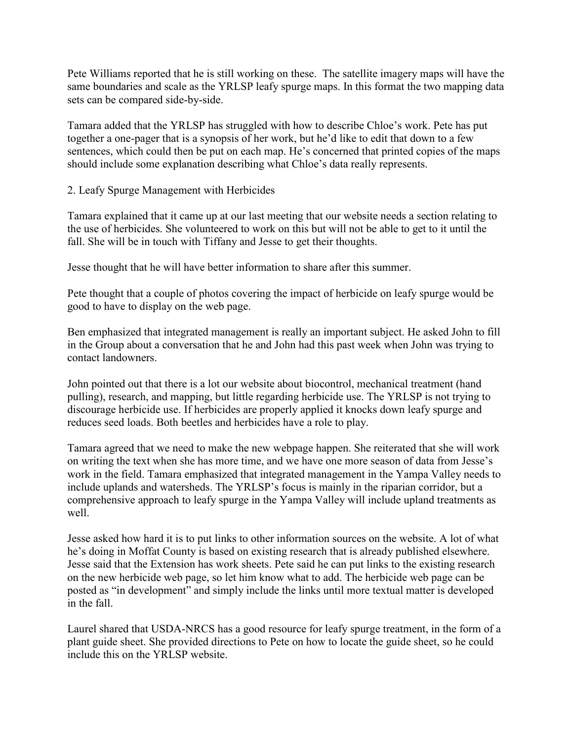Pete Williams reported that he is still working on these. The satellite imagery maps will have the same boundaries and scale as the YRLSP leafy spurge maps. In this format the two mapping data sets can be compared side-by-side.

Tamara added that the YRLSP has struggled with how to describe Chloe's work. Pete has put together a one-pager that is a synopsis of her work, but he'd like to edit that down to a few sentences, which could then be put on each map. He's concerned that printed copies of the maps should include some explanation describing what Chloe's data really represents.

## 2. Leafy Spurge Management with Herbicides

Tamara explained that it came up at our last meeting that our website needs a section relating to the use of herbicides. She volunteered to work on this but will not be able to get to it until the fall. She will be in touch with Tiffany and Jesse to get their thoughts.

Jesse thought that he will have better information to share after this summer.

Pete thought that a couple of photos covering the impact of herbicide on leafy spurge would be good to have to display on the web page.

Ben emphasized that integrated management is really an important subject. He asked John to fill in the Group about a conversation that he and John had this past week when John was trying to contact landowners.

John pointed out that there is a lot our website about biocontrol, mechanical treatment (hand pulling), research, and mapping, but little regarding herbicide use. The YRLSP is not trying to discourage herbicide use. If herbicides are properly applied it knocks down leafy spurge and reduces seed loads. Both beetles and herbicides have a role to play.

Tamara agreed that we need to make the new webpage happen. She reiterated that she will work on writing the text when she has more time, and we have one more season of data from Jesse's work in the field. Tamara emphasized that integrated management in the Yampa Valley needs to include uplands and watersheds. The YRLSP's focus is mainly in the riparian corridor, but a comprehensive approach to leafy spurge in the Yampa Valley will include upland treatments as well.

Jesse asked how hard it is to put links to other information sources on the website. A lot of what he's doing in Moffat County is based on existing research that is already published elsewhere. Jesse said that the Extension has work sheets. Pete said he can put links to the existing research on the new herbicide web page, so let him know what to add. The herbicide web page can be posted as "in development" and simply include the links until more textual matter is developed in the fall.

Laurel shared that USDA-NRCS has a good resource for leafy spurge treatment, in the form of a plant guide sheet. She provided directions to Pete on how to locate the guide sheet, so he could include this on the YRLSP website.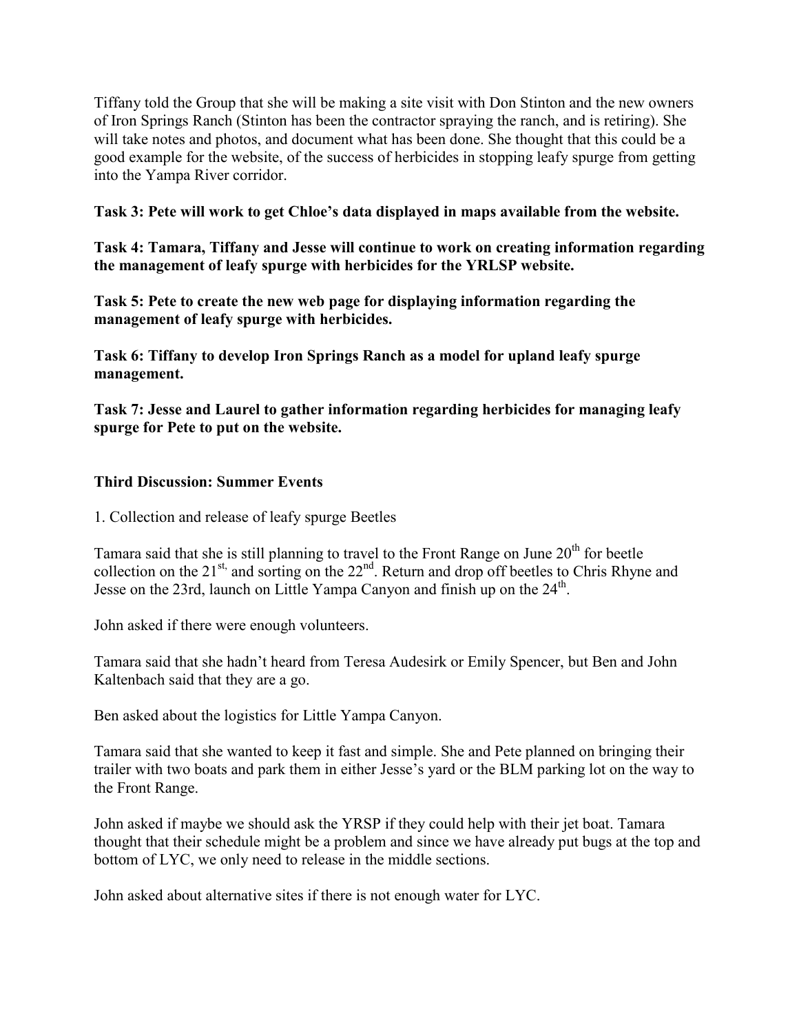Tiffany told the Group that she will be making a site visit with Don Stinton and the new owners of Iron Springs Ranch (Stinton has been the contractor spraying the ranch, and is retiring). She will take notes and photos, and document what has been done. She thought that this could be a good example for the website, of the success of herbicides in stopping leafy spurge from getting into the Yampa River corridor.

**Task 3: Pete will work to get Chloe's data displayed in maps available from the website.**

**Task 4: Tamara, Tiffany and Jesse will continue to work on creating information regarding the management of leafy spurge with herbicides for the YRLSP website.**

**Task 5: Pete to create the new web page for displaying information regarding the management of leafy spurge with herbicides.**

**Task 6: Tiffany to develop Iron Springs Ranch as a model for upland leafy spurge management.**

**Task 7: Jesse and Laurel to gather information regarding herbicides for managing leafy spurge for Pete to put on the website.**

**Third Discussion: Summer Events**

1. Collection and release of leafy spurge Beetles

Tamara said that she is still planning to travel to the Front Range on June 20th for beetle collection on the 21st, and sorting on the 22nd. Return and drop off beetles to Chris Rhyne and Jesse on the 23rd, launch on Little Yampa Canyon and finish up on the 24th.

John asked if there were enough volunteers.

Tamara said that she hadn't heard from Teresa Audesirk or Emily Spencer, but Ben and John Kaltenbach said that they are a go.

Ben asked about the logistics for Little Yampa Canyon.

Tamara said that she wanted to keep it fast and simple. She and Pete planned on bringing their trailer with two boats and park them in either Jesse's yard or the BLM parking lot on the way to the Front Range.

John asked if maybe we should ask the YRSP if they could help with their jet boat. Tamara thought that their schedule might be a problem and since we have already put bugs at the top and bottom of LYC, we only need to release in the middle sections.

John asked about alternative sites if there is not enough water for LYC.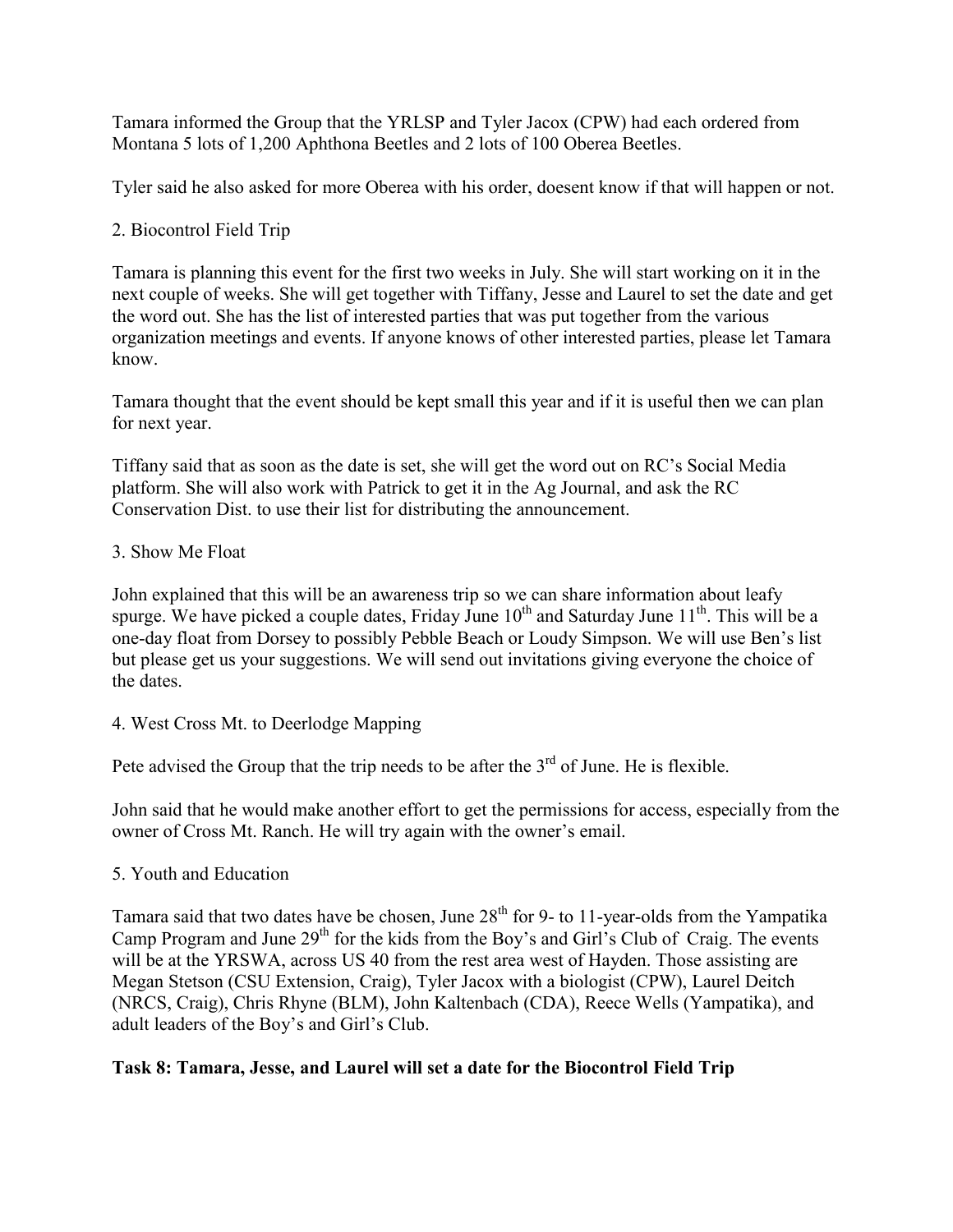Tamara informed the Group that the YRLSP and Tyler Jacox (CPW) had each ordered from Montana 5 lots of 1,200 Aphthona Beetles and 2 lots of 100 Oberea Beetles.

Tyler said he also asked for more Oberea with his order, doesent know if that will happen or not.

2. Biocontrol Field Trip

Tamara is planning this event for the first two weeks in July. She will start working on it in the next couple of weeks. She will get together with Tiffany, Jesse and Laurel to set the date and get the word out. She has the list of interested parties that was put together from the various organization meetings and events. If anyone knows of other interested parties, please let Tamara know.

Tamara thought that the event should be kept small this year and if it is useful then we can plan for next year.

Tiffany said that as soon as the date is set, she will get the word out on RC's Social Media platform. She will also work with Patrick to get it in the Ag Journal, and ask the RC Conservation Dist. to use their list for distributing the announcement.

3. Show Me Float

John explained that this will be an awareness trip so we can share information about leafy spurge. We have picked a couple dates, Friday June 10th and Saturday June 11th. This will be a one-day float from Dorsey to possibly Pebble Beach or Loudy Simpson. We will use Ben's list but please get us your suggestions. We will send out invitations giving everyone the choice of the dates.

4. West Cross Mt. to Deerlodge Mapping

Pete advised the Group that the trip needs to be after the 3rd of June. He is flexible.

John said that he would make another effort to get the permissions for access, especially from the owner of Cross Mt. Ranch. He will try again with the owner's email.

5. Youth and Education

Tamara said that two dates have be chosen, June 28th for 9- to 11-year-olds from the Yampatika Camp Program and June 29th for the kids from the Boy's and Girl's Club of Craig. The events will be at the YRSWA, across US 40 from the rest area west of Hayden. Those assisting are Megan Stetson (CSU Extension, Craig), Tyler Jacox with a biologist (CPW), Laurel Deitch (NRCS, Craig), Chris Rhyne (BLM), John Kaltenbach (CDA), Reece Wells (Yampatika), and adult leaders of the Boy's and Girl's Club.

**Task 8: Tamara, Jesse, and Laurel will set a date for the Biocontrol Field Trip**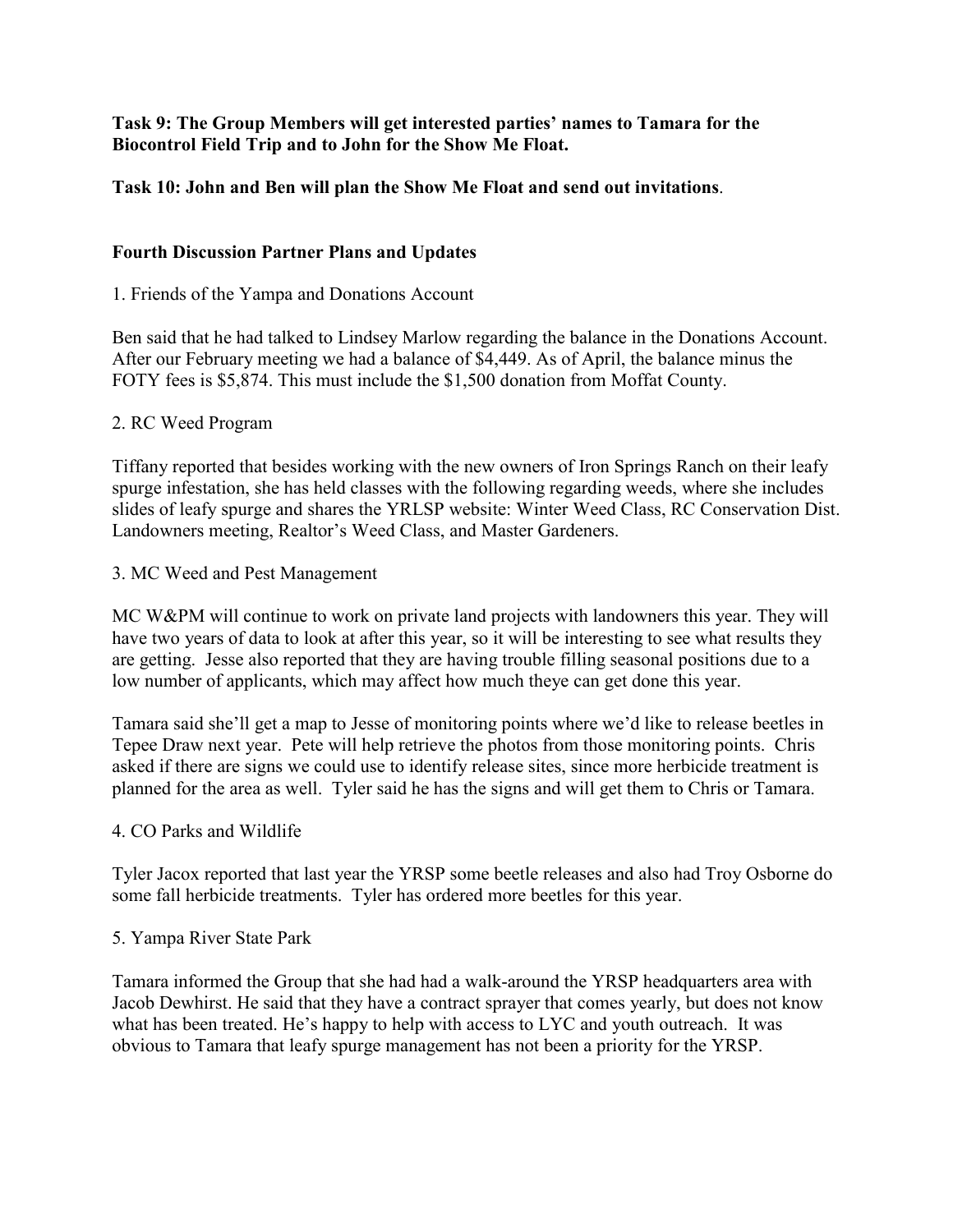**Task 9: The Group Members will get interested parties' names to Tamara for the Biocontrol Field Trip and to John for the Show Me Float.**

**Task 10: John and Ben will plan the Show Me Float and send out invitations**.

**Fourth Discussion Partner Plans and Updates**

1. Friends of the Yampa and Donations Account

Ben said that he had talked to Lindsey Marlow regarding the balance in the Donations Account. After our February meeting we had a balance of $4,449. As of April, the balance minus the FOTY fees is $5,874. This must include the $1,500 donation from Moffat County.

2. RC Weed Program

Tiffany reported that besides working with the new owners of Iron Springs Ranch on their leafy spurge infestation, she has held classes with the following regarding weeds, where she includes slides of leafy spurge and shares the YRLSP website: Winter Weed Class, RC Conservation Dist. Landowners meeting, Realtor's Weed Class, and Master Gardeners.

3. MC Weed and Pest Management

MC W&PM will continue to work on private land projects with landowners this year. They will have two years of data to look at after this year, so it will be interesting to see what results they are getting. Jesse also reported that they are having trouble filling seasonal positions due to a low number of applicants, which may affect how much theye can get done this year.

Tamara said she'll get a map to Jesse of monitoring points where we'd like to release beetles in Tepee Draw next year. Pete will help retrieve the photos from those monitoring points. Chris asked if there are signs we could use to identify release sites, since more herbicide treatment is planned for the area as well. Tyler said he has the signs and will get them to Chris or Tamara.

4. CO Parks and Wildlife

Tyler Jacox reported that last year the YRSP some beetle releases and also had Troy Osborne do some fall herbicide treatments. Tyler has ordered more beetles for this year.

5. Yampa River State Park

Tamara informed the Group that she had had a walk-around the YRSP headquarters area with Jacob Dewhirst. He said that they have a contract sprayer that comes yearly, but does not know what has been treated. He's happy to help with access to LYC and youth outreach. It was obvious to Tamara that leafy spurge management has not been a priority for the YRSP.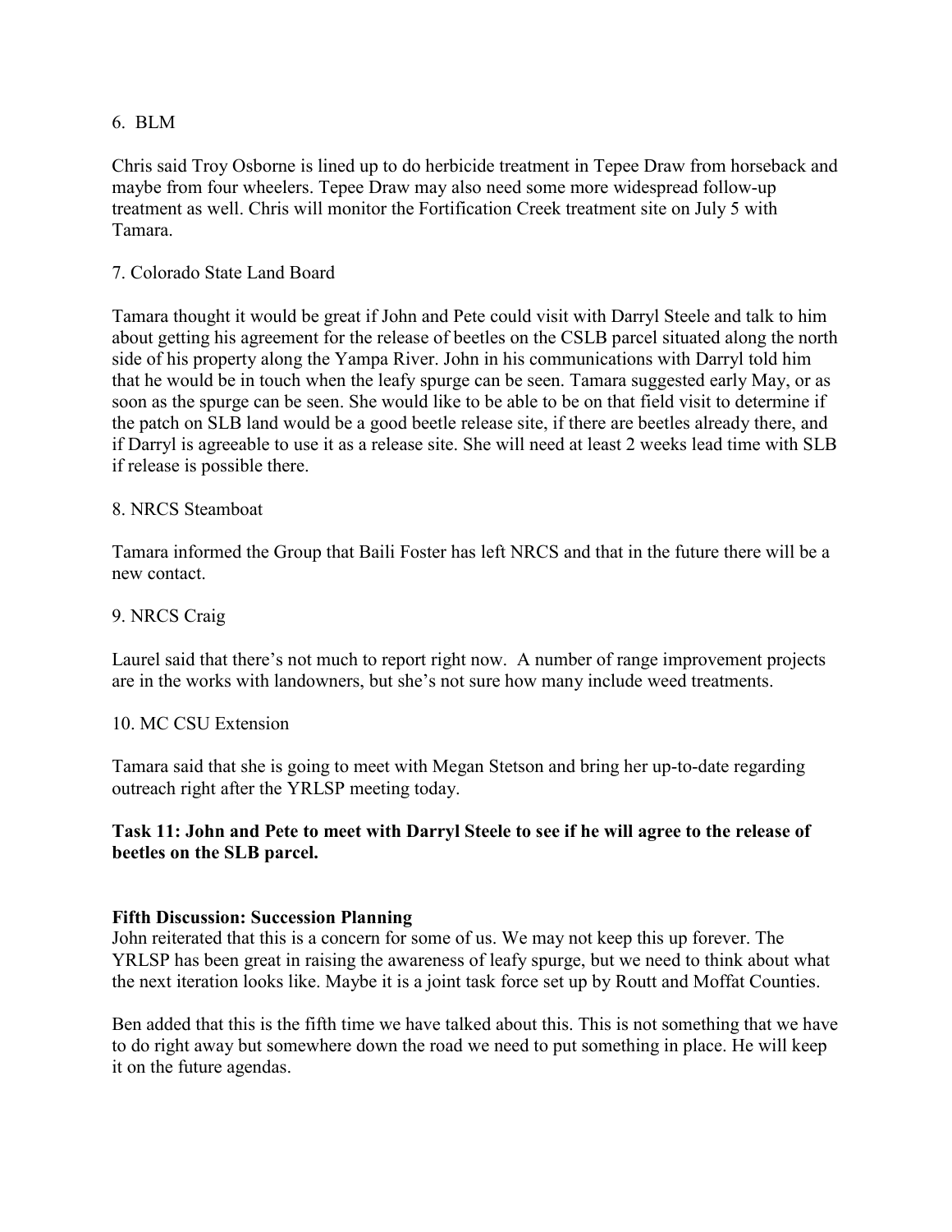6. BLM

Chris said Troy Osborne is lined up to do herbicide treatment in Tepee Draw from horseback and maybe from four wheelers. Tepee Draw may also need some more widespread follow-up treatment as well. Chris will monitor the Fortification Creek treatment site on July 5 with Tamara.

7. Colorado State Land Board

Tamara thought it would be great if John and Pete could visit with Darryl Steele and talk to him about getting his agreement for the release of beetles on the CSLB parcel situated along the north side of his property along the Yampa River. John in his communications with Darryl told him that he would be in touch when the leafy spurge can be seen. Tamara suggested early May, or as soon as the spurge can be seen. She would like to be able to be on that field visit to determine if the patch on SLB land would be a good beetle release site, if there are beetles already there, and if Darryl is agreeable to use it as a release site. She will need at least 2 weeks lead time with SLB if release is possible there.

8. NRCS Steamboat

Tamara informed the Group that Baili Foster has left NRCS and that in the future there will be a new contact.

9. NRCS Craig

Laurel said that there's not much to report right now. A number of range improvement projects are in the works with landowners, but she's not sure how many include weed treatments.

10. MC CSU Extension

Tamara said that she is going to meet with Megan Stetson and bring her up-to-date regarding outreach right after the YRLSP meeting today.

**Task 11: John and Pete to meet with Darryl Steele to see if he will agree to the release of beetles on the SLB parcel.**

**Fifth Discussion: Succession Planning**

John reiterated that this is a concern for some of us. We may not keep this up forever. The YRLSP has been great in raising the awareness of leafy spurge, but we need to think about what the next iteration looks like. Maybe it is a joint task force set up by Routt and Moffat Counties.

Ben added that this is the fifth time we have talked about this. This is not something that we have to do right away but somewhere down the road we need to put something in place. He will keep it on the future agendas.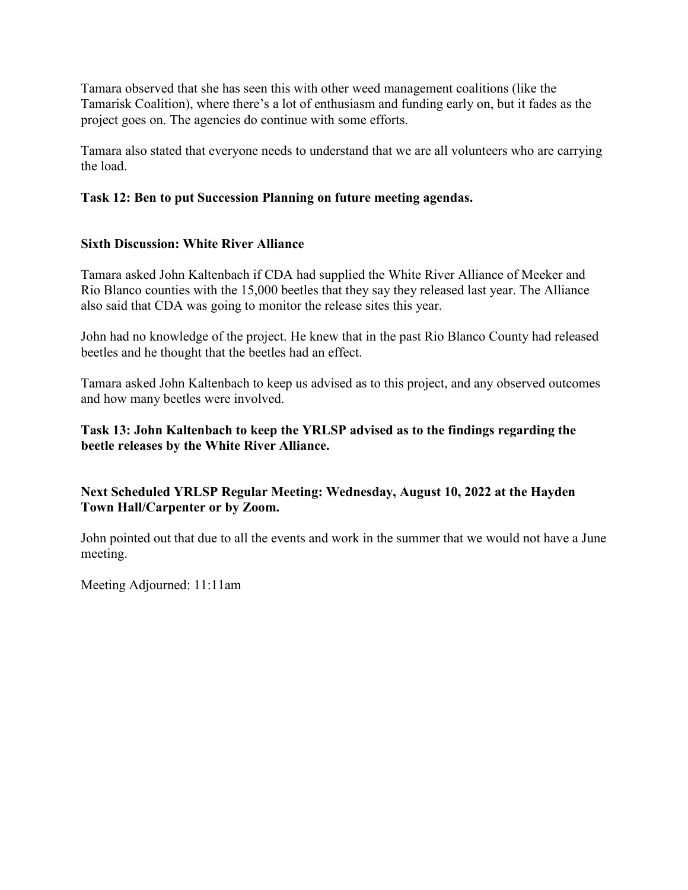Tamara observed that she has seen this with other weed management coalitions (like the Tamarisk Coalition), where there's a lot of enthusiasm and funding early on, but it fades as the project goes on. The agencies do continue with some efforts.

Tamara also stated that everyone needs to understand that we are all volunteers who are carrying the load.

**Task 12: Ben to put Succession Planning on future meeting agendas.**

**Sixth Discussion: White River Alliance**

Tamara asked John Kaltenbach if CDA had supplied the White River Alliance of Meeker and Rio Blanco counties with the 15,000 beetles that they say they released last year. The Alliance also said that CDA was going to monitor the release sites this year.

John had no knowledge of the project. He knew that in the past Rio Blanco County had released beetles and he thought that the beetles had an effect.

Tamara asked John Kaltenbach to keep us advised as to this project, and any observed outcomes and how many beetles were involved.

**Task 13: John Kaltenbach to keep the YRLSP advised as to the findings regarding the beetle releases by the White River Alliance.**

**Next Scheduled YRLSP Regular Meeting: Wednesday, August 10, 2022 at the Hayden Town Hall/Carpenter or by Zoom.**

John pointed out that due to all the events and work in the summer that we would not have a June meeting.

Meeting Adjourned: 11:11am